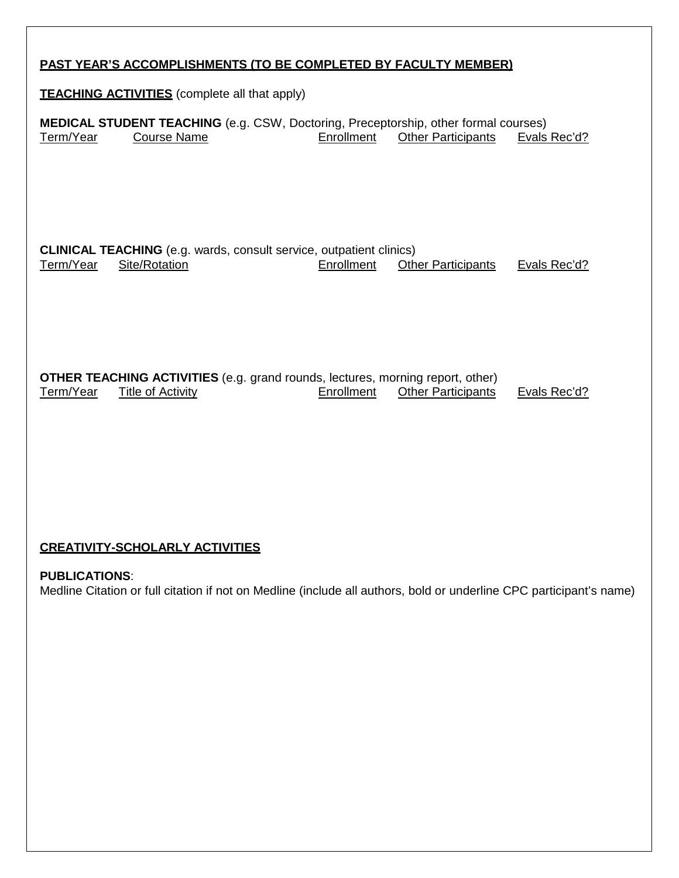**PAST YEAR'S ACCOMPLISHMENTS (TO BE COMPLETED BY FACULTY MEMBER)**

**TEACHING ACTIVITIES** (complete all that apply)

**MEDICAL STUDENT TEACHING** (e.g. CSW, Doctoring, Preceptorship, other formal courses)

| Term/Year | Course Name | Enrollment | Other Participants | Evals Rec'd? |
|---|---|---|---|---|

**CLINICAL TEACHING** (e.g. wards, consult service, outpatient clinics)

| Term/Year | Site/Rotation | Enrollment | Other Participants | Evals Rec'd? |
|---|---|---|---|---|

**OTHER TEACHING ACTIVITIES** (e.g. grand rounds, lectures, morning report, other)

| Term/Year | Title of Activity | Enrollment | Other Participants | Evals Rec'd? |
|---|---|---|---|---|

**CREATIVITY-SCHOLARLY ACTIVITIES**

**PUBLICATIONS**:

Medline Citation or full citation if not on Medline (include all authors, bold or underline CPC participant's name)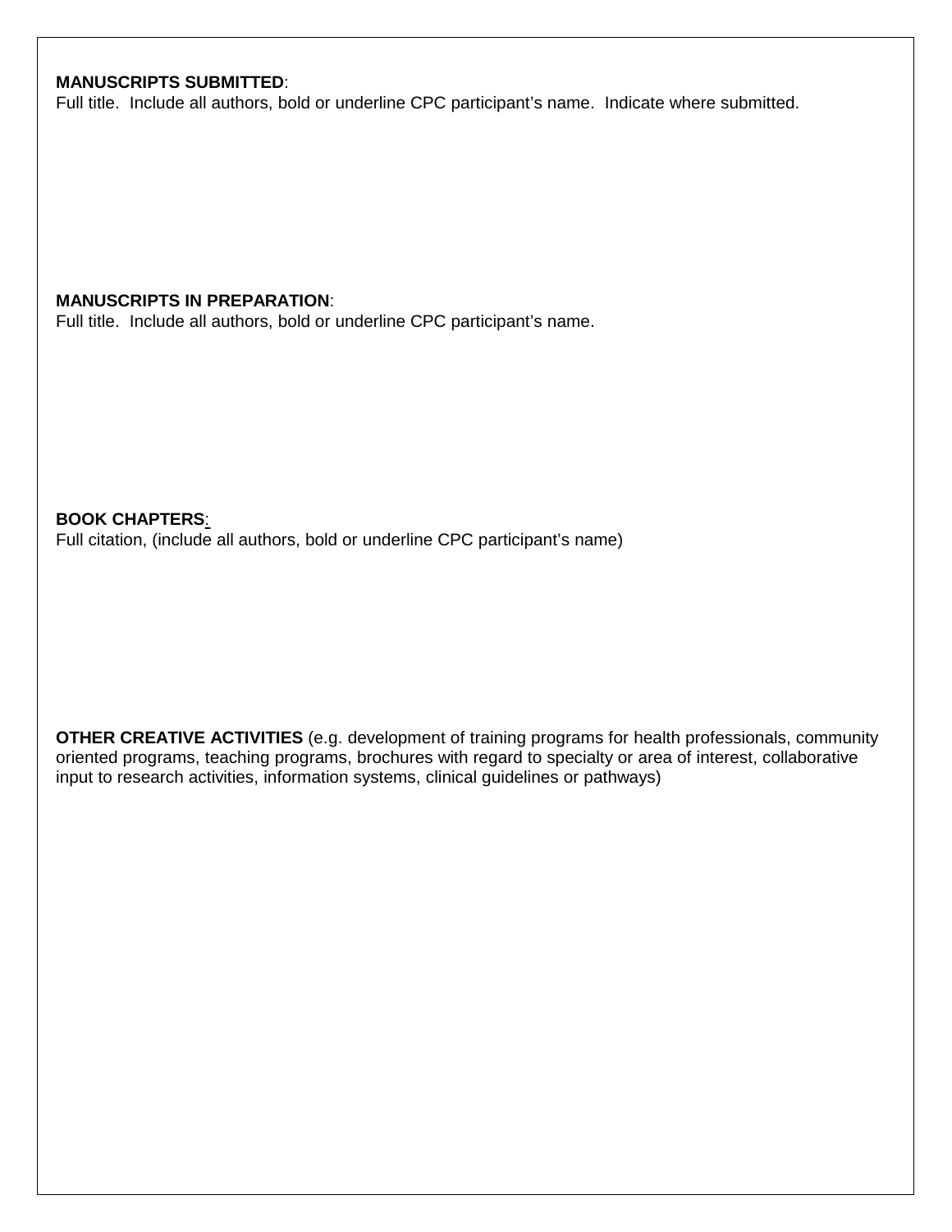**MANUSCRIPTS SUBMITTED**:
Full title. Include all authors, bold or underline CPC participant's name. Indicate where submitted.

**MANUSCRIPTS IN PREPARATION**:
Full title. Include all authors, bold or underline CPC participant's name.

**BOOK CHAPTERS**:
Full citation, (include all authors, bold or underline CPC participant's name)

**OTHER CREATIVE ACTIVITIES** (e.g. development of training programs for health professionals, community oriented programs, teaching programs, brochures with regard to specialty or area of interest, collaborative input to research activities, information systems, clinical guidelines or pathways)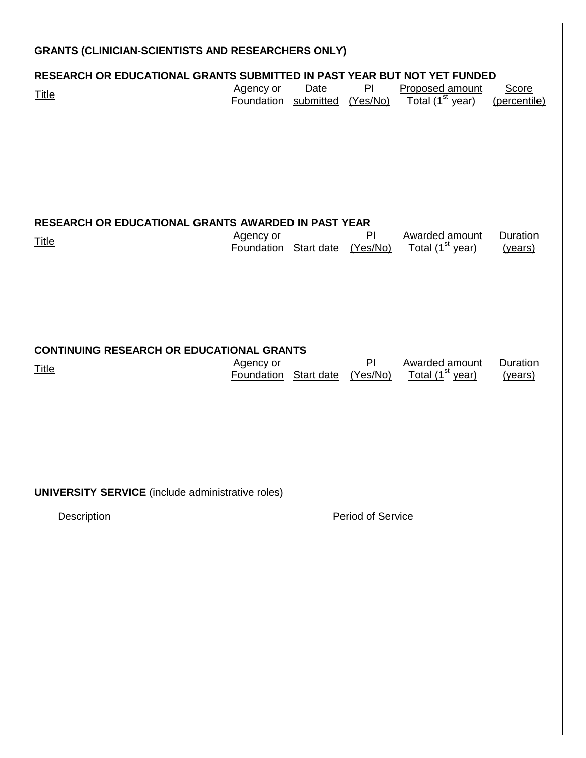## GRANTS (CLINICIAN-SCIENTISTS AND RESEARCHERS ONLY)

### RESEARCH OR EDUCATIONAL GRANTS SUBMITTED IN PAST YEAR BUT NOT YET FUNDED

| Title | Agency or Foundation | Date submitted | PI (Yes/No) | Proposed amount Total (1st year) | Score (percentile) |
|---|---|---|---|---|---|
| | | | | | |

### RESEARCH OR EDUCATIONAL GRANTS AWARDED IN PAST YEAR

| Title | Agency or Foundation | Start date | PI (Yes/No) | Awarded amount Total (1st year) | Duration (years) |
|---|---|---|---|---|---|
| | | | | | |

### CONTINUING RESEARCH OR EDUCATIONAL GRANTS

| Title | Agency or Foundation | Start date | PI (Yes/No) | Awarded amount Total (1st year) | Duration (years) |
|---|---|---|---|---|---|
| | | | | | |

## UNIVERSITY SERVICE (include administrative roles)

| Description | Period of Service |
|---|---|
| | |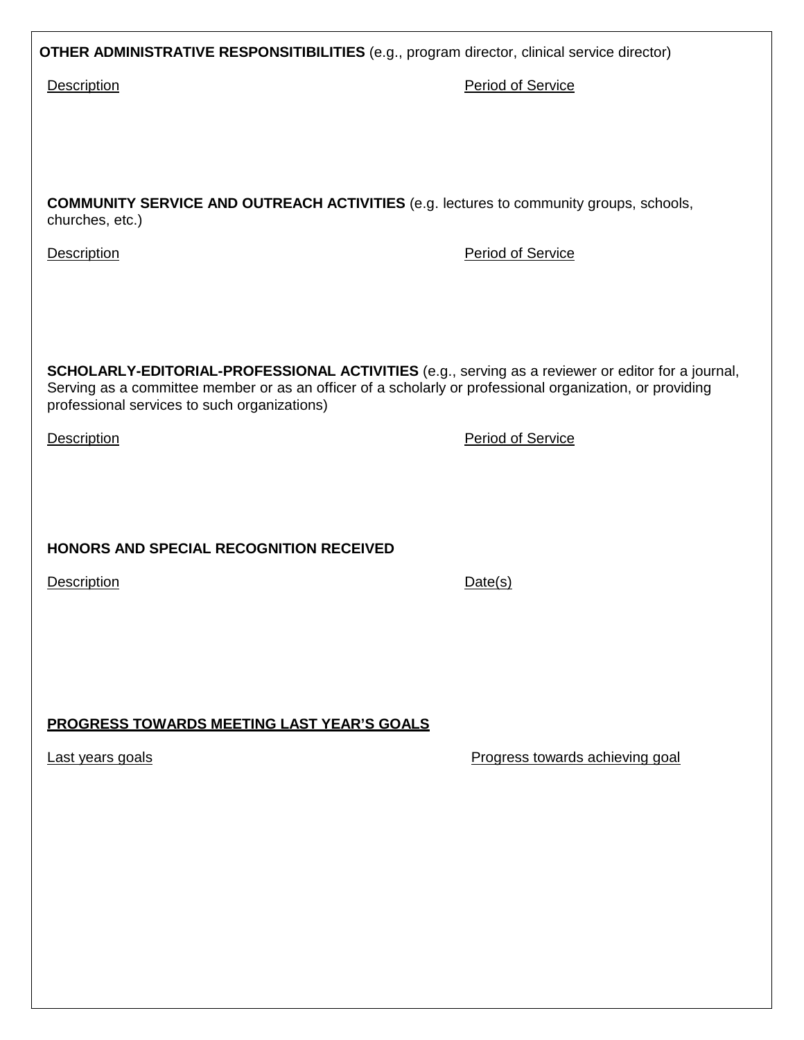**OTHER ADMINISTRATIVE RESPONSITIBILITIES** (e.g., program director, clinical service director)

| Description | Period of Service |
| --- | --- |
| | |

**COMMUNITY SERVICE AND OUTREACH ACTIVITIES** (e.g. lectures to community groups, schools, churches, etc.)

| Description | Period of Service |
| --- | --- |
| | |

**SCHOLARLY-EDITORIAL-PROFESSIONAL ACTIVITIES** (e.g., serving as a reviewer or editor for a journal, Serving as a committee member or as an officer of a scholarly or professional organization, or providing professional services to such organizations)

| Description | Period of Service |
| --- | --- |
| | |

**HONORS AND SPECIAL RECOGNITION RECEIVED**

| Description | Date(s) |
| --- | --- |
| | |

**PROGRESS TOWARDS MEETING LAST YEAR'S GOALS**

| Last years goals | Progress towards achieving goal |
| --- | --- |
| | |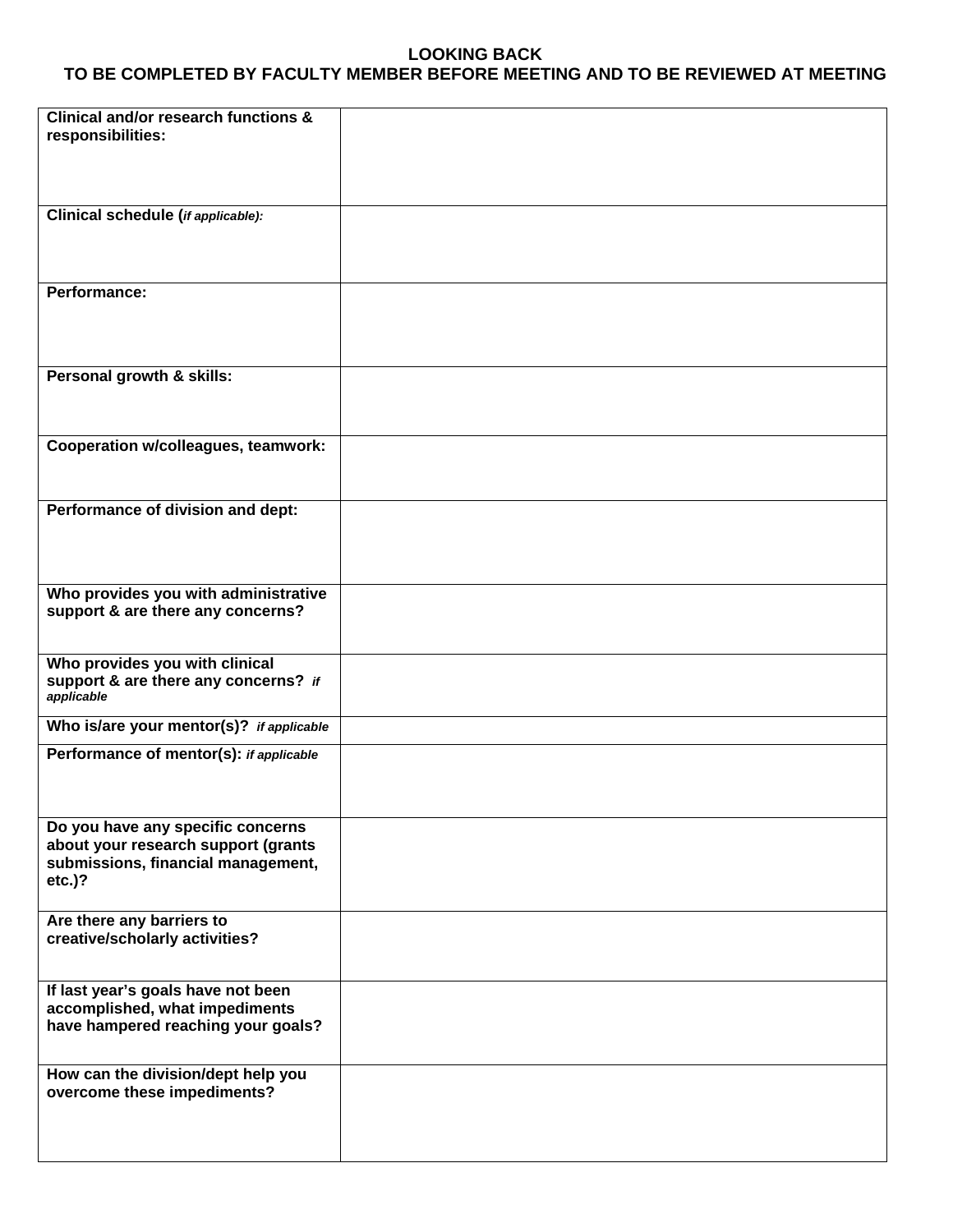**LOOKING BACK**

**TO BE COMPLETED BY FACULTY MEMBER BEFORE MEETING AND TO BE REVIEWED AT MEETING**

| | |
|---|---|
| **Clinical and/or research functions & responsibilities:** | |
| **Clinical schedule (*if applicable):*** | |
| **Performance:** | |
| **Personal growth & skills:** | |
| **Cooperation w/colleagues, teamwork:** | |
| **Performance of division and dept:** | |
| **Who provides you with administrative support & are there any concerns?** | |
| **Who provides you with clinical support & are there any concerns?** ***if applicable*** | |
| **Who is/are your mentor(s)?** ***if applicable*** | |
| **Performance of mentor(s):** ***if applicable*** | |
| **Do you have any specific concerns about your research support (grants submissions, financial management, etc.)?** | |
| **Are there any barriers to creative/scholarly activities?** | |
| **If last year's goals have not been accomplished, what impediments have hampered reaching your goals?** | |
| **How can the division/dept help you overcome these impediments?** | |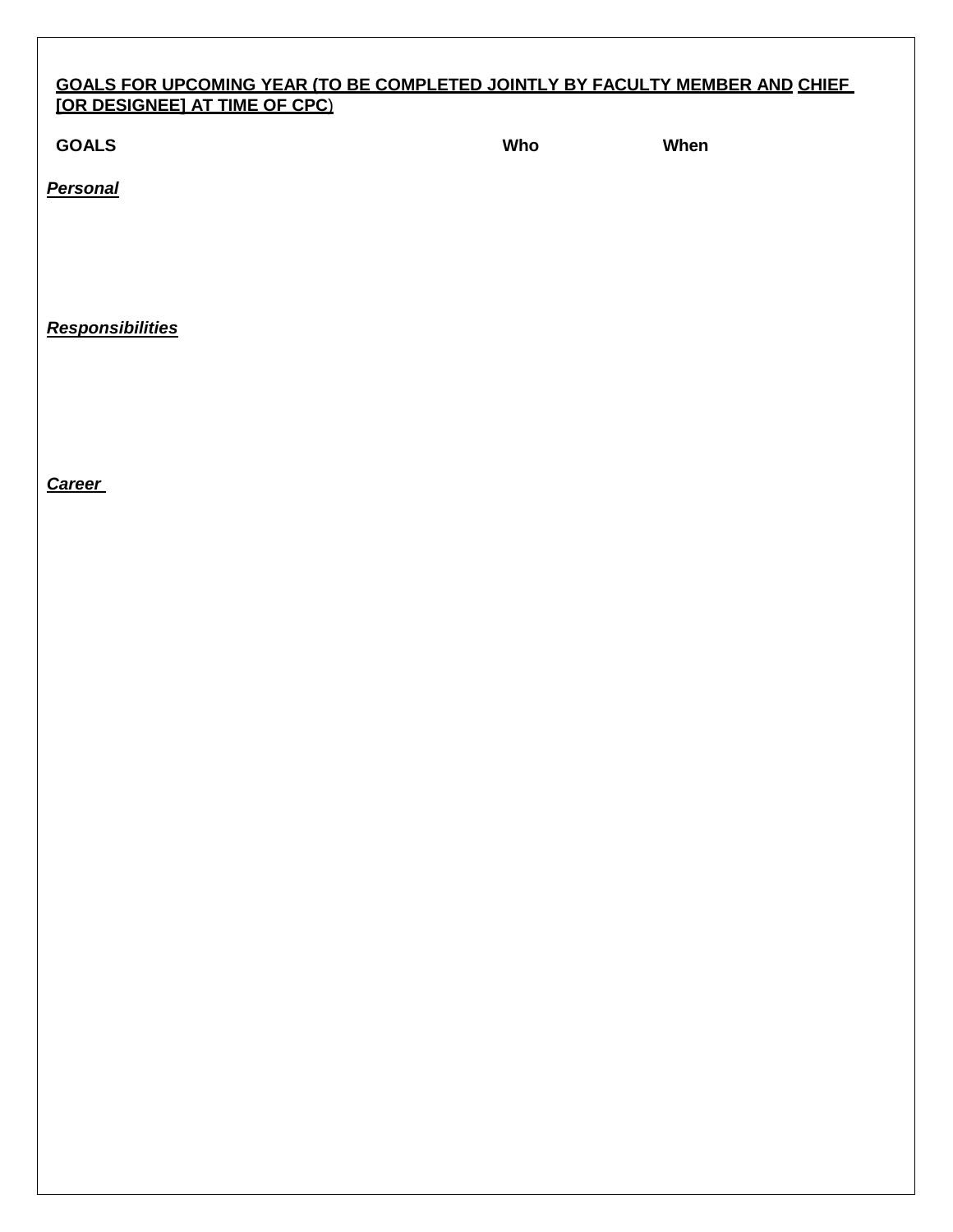**GOALS FOR UPCOMING YEAR (TO BE COMPLETED JOINTLY BY FACULTY MEMBER AND CHIEF [OR DESIGNEE] AT TIME OF CPC)**

| GOALS | Who | When |
|---|---|---|
| ***Personal*** | | |
| | | |
| ***Responsibilities*** | | |
| | | |
| ***Career*** | | |
| | | |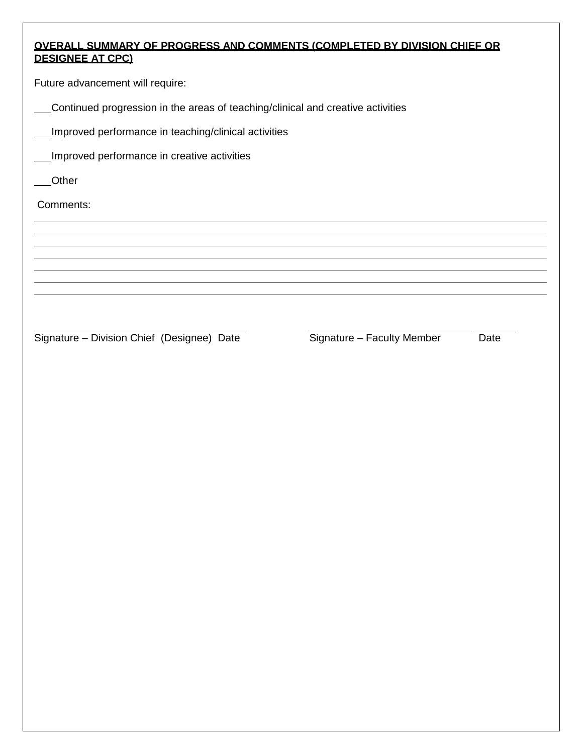**OVERALL SUMMARY OF PROGRESS AND COMMENTS (COMPLETED BY DIVISION CHIEF OR DESIGNEE AT CPC)**

Future advancement will require:

___Continued progression in the areas of teaching/clinical and creative activities

___Improved performance in teaching/clinical activities

___Improved performance in creative activities

___Other

Comments:

______________________________________________________________________________

______________________________________________________________________________

______________________________________________________________________________

______________________________________________________________________________

______________________________________________________________________________

______________________________________________________________________________

______________________________________________________________________________

_______________________________ _______ _______________________________ _______

Signature – Division Chief (Designee) Date Signature – Faculty Member Date